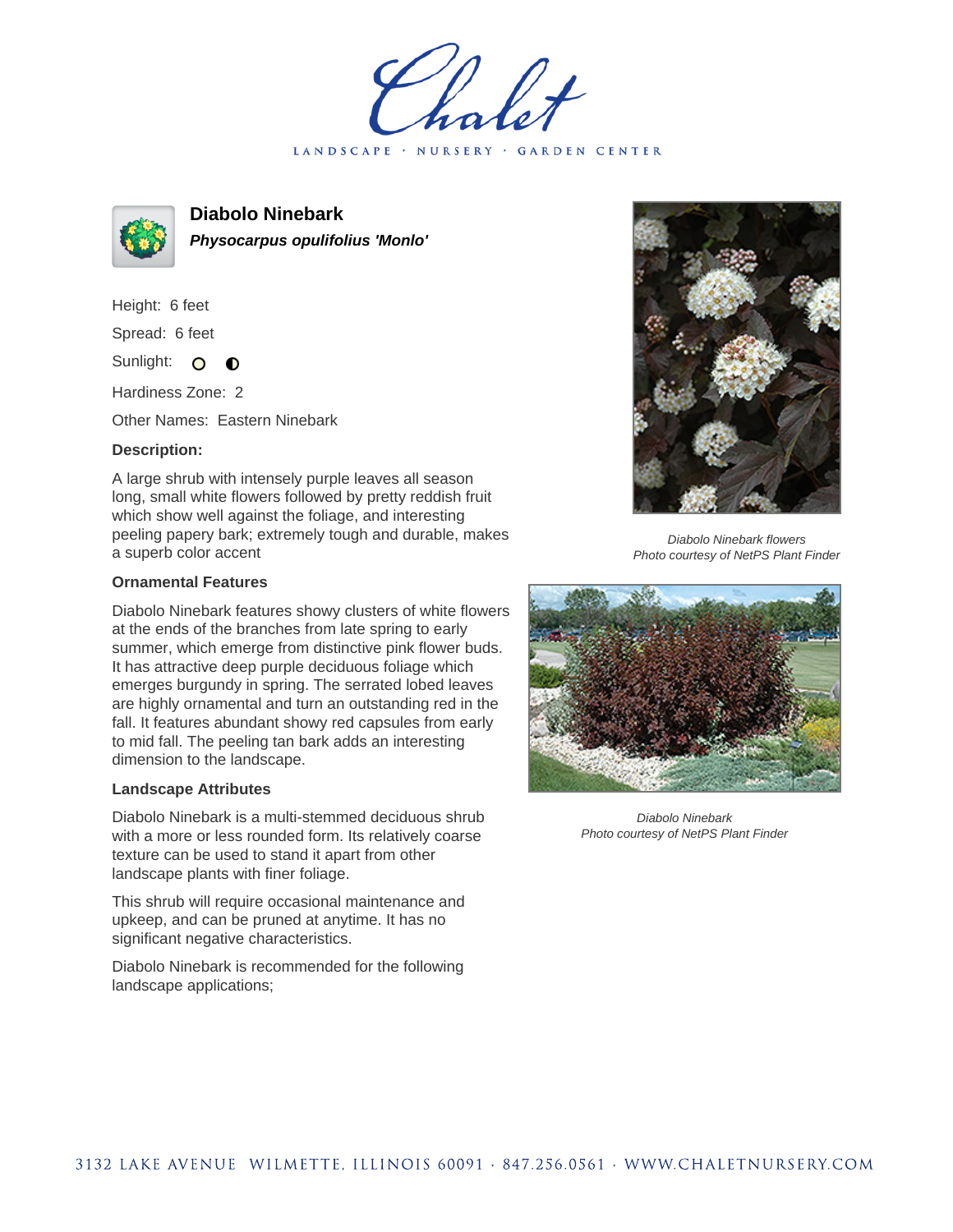Chalet

LANDSCAPE · NURSERY · GARDEN CENTER

# Diabolo Ninebark

***Physocarpus opulifolius 'Monlo'***

Height: 6 feet

Spread: 6 feet

Sunlight: ○ ◐

Hardiness Zone: 2

Other Names: Eastern Ninebark

**Description:**

A large shrub with intensely purple leaves all season long, small white flowers followed by pretty reddish fruit which show well against the foliage, and interesting peeling papery bark; extremely tough and durable, makes a superb color accent

### Ornamental Features

Diabolo Ninebark features showy clusters of white flowers at the ends of the branches from late spring to early summer, which emerge from distinctive pink flower buds. It has attractive deep purple deciduous foliage which emerges burgundy in spring. The serrated lobed leaves are highly ornamental and turn an outstanding red in the fall. It features abundant showy red capsules from early to mid fall. The peeling tan bark adds an interesting dimension to the landscape.

### Landscape Attributes

Diabolo Ninebark is a multi-stemmed deciduous shrub with a more or less rounded form. Its relatively coarse texture can be used to stand it apart from other landscape plants with finer foliage.

This shrub will require occasional maintenance and upkeep, and can be pruned at anytime. It has no significant negative characteristics.

Diabolo Ninebark is recommended for the following landscape applications;

*Diabolo Ninebark flowers*
*Photo courtesy of NetPS Plant Finder*

*Diabolo Ninebark*
*Photo courtesy of NetPS Plant Finder*

3132 LAKE AVENUE WILMETTE, ILLINOIS 60091 · 847.256.0561 · WWW.CHALETNURSERY.COM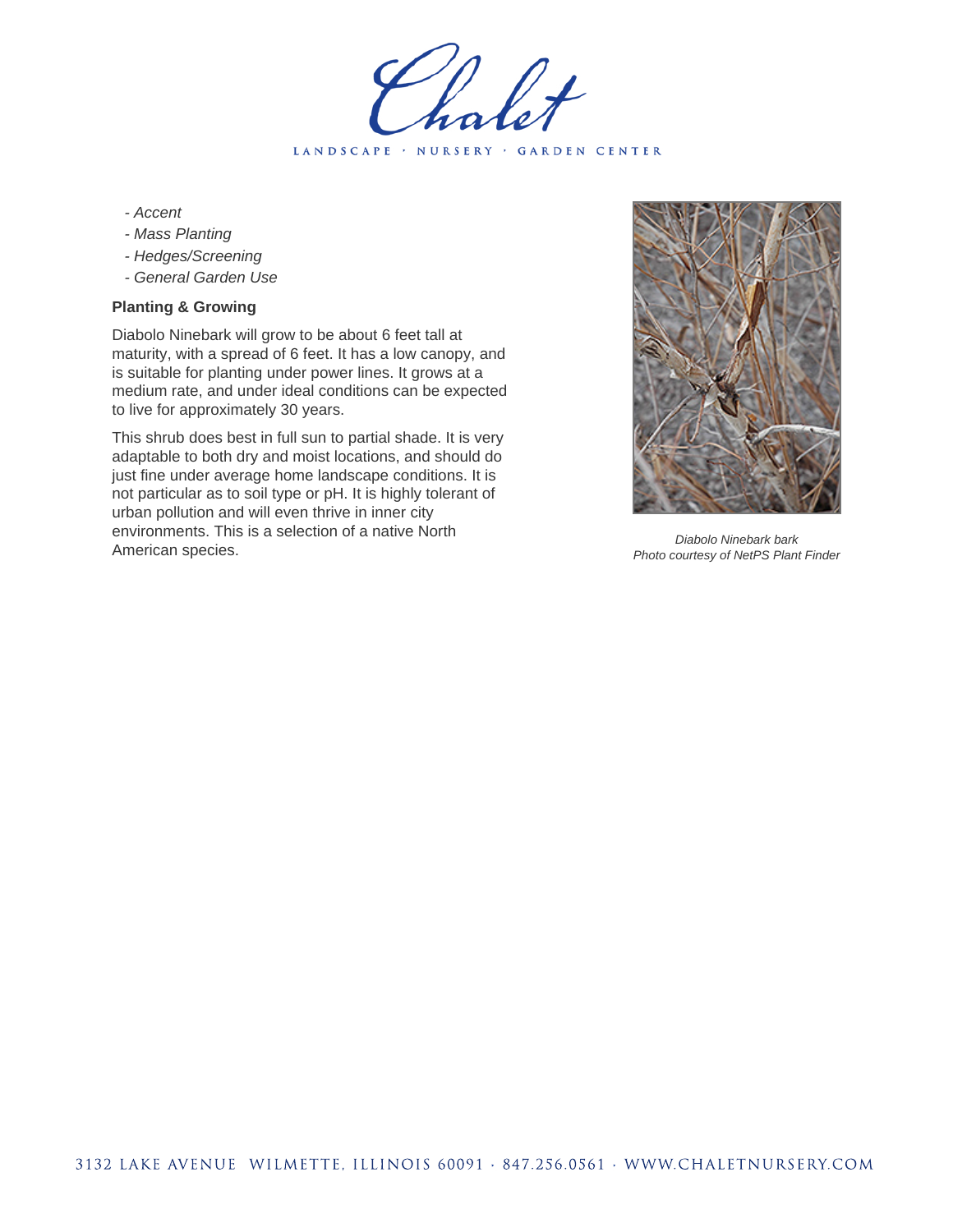- *Accent*
- *Mass Planting*
- *Hedges/Screening*
- *General Garden Use*

**Planting & Growing**

Diabolo Ninebark will grow to be about 6 feet tall at maturity, with a spread of 6 feet. It has a low canopy, and is suitable for planting under power lines. It grows at a medium rate, and under ideal conditions can be expected to live for approximately 30 years.

This shrub does best in full sun to partial shade. It is very adaptable to both dry and moist locations, and should do just fine under average home landscape conditions. It is not particular as to soil type or pH. It is highly tolerant of urban pollution and will even thrive in inner city environments. This is a selection of a native North American species.

*Diabolo Ninebark bark*
*Photo courtesy of NetPS Plant Finder*